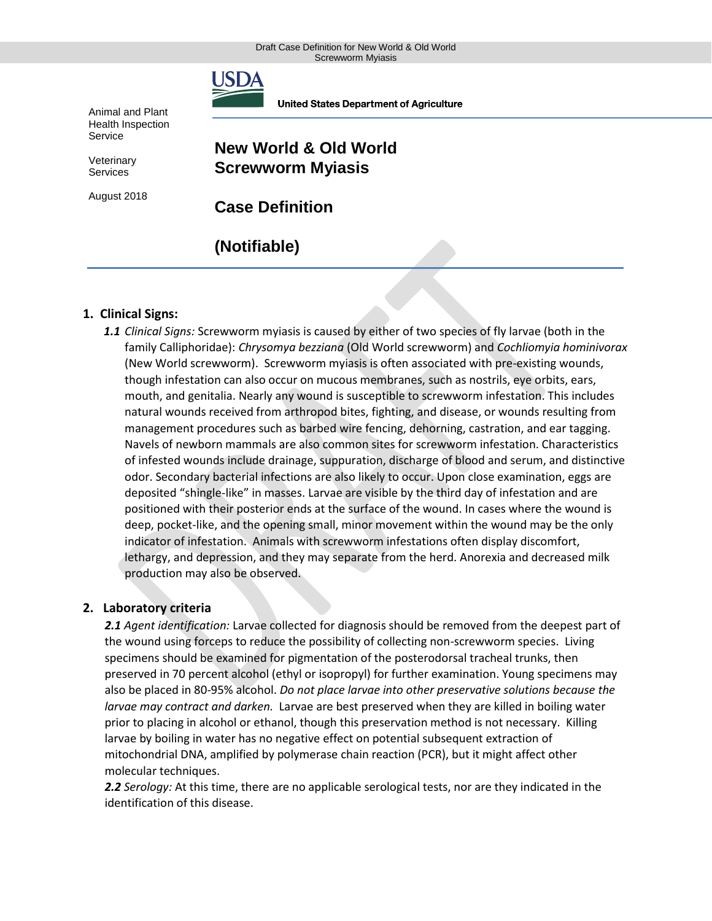United States Department of Agriculture

Animal and Plant Health Inspection Service

Veterinary Services

August 2018

# New World & Old World Screwworm Myiasis

# Case Definition

# (Notifiable)

## 1. Clinical Signs:

***1.1*** *Clinical Signs:* Screwworm myiasis is caused by either of two species of fly larvae (both in the family Calliphoridae): *Chrysomya bezziana* (Old World screwworm) and *Cochliomyia hominivorax* (New World screwworm). Screwworm myiasis is often associated with pre-existing wounds, though infestation can also occur on mucous membranes, such as nostrils, eye orbits, ears, mouth, and genitalia. Nearly any wound is susceptible to screwworm infestation. This includes natural wounds received from arthropod bites, fighting, and disease, or wounds resulting from management procedures such as barbed wire fencing, dehorning, castration, and ear tagging. Navels of newborn mammals are also common sites for screwworm infestation. Characteristics of infested wounds include drainage, suppuration, discharge of blood and serum, and distinctive odor. Secondary bacterial infections are also likely to occur. Upon close examination, eggs are deposited "shingle-like" in masses. Larvae are visible by the third day of infestation and are positioned with their posterior ends at the surface of the wound. In cases where the wound is deep, pocket-like, and the opening small, minor movement within the wound may be the only indicator of infestation. Animals with screwworm infestations often display discomfort, lethargy, and depression, and they may separate from the herd. Anorexia and decreased milk production may also be observed.

## 2. Laboratory criteria

***2.1*** *Agent identification:* Larvae collected for diagnosis should be removed from the deepest part of the wound using forceps to reduce the possibility of collecting non-screwworm species. Living specimens should be examined for pigmentation of the posterodorsal tracheal trunks, then preserved in 70 percent alcohol (ethyl or isopropyl) for further examination. Young specimens may also be placed in 80-95% alcohol. *Do not place larvae into other preservative solutions because the larvae may contract and darken.* Larvae are best preserved when they are killed in boiling water prior to placing in alcohol or ethanol, though this preservation method is not necessary. Killing larvae by boiling in water has no negative effect on potential subsequent extraction of mitochondrial DNA, amplified by polymerase chain reaction (PCR), but it might affect other molecular techniques.

***2.2*** *Serology:* At this time, there are no applicable serological tests, nor are they indicated in the identification of this disease.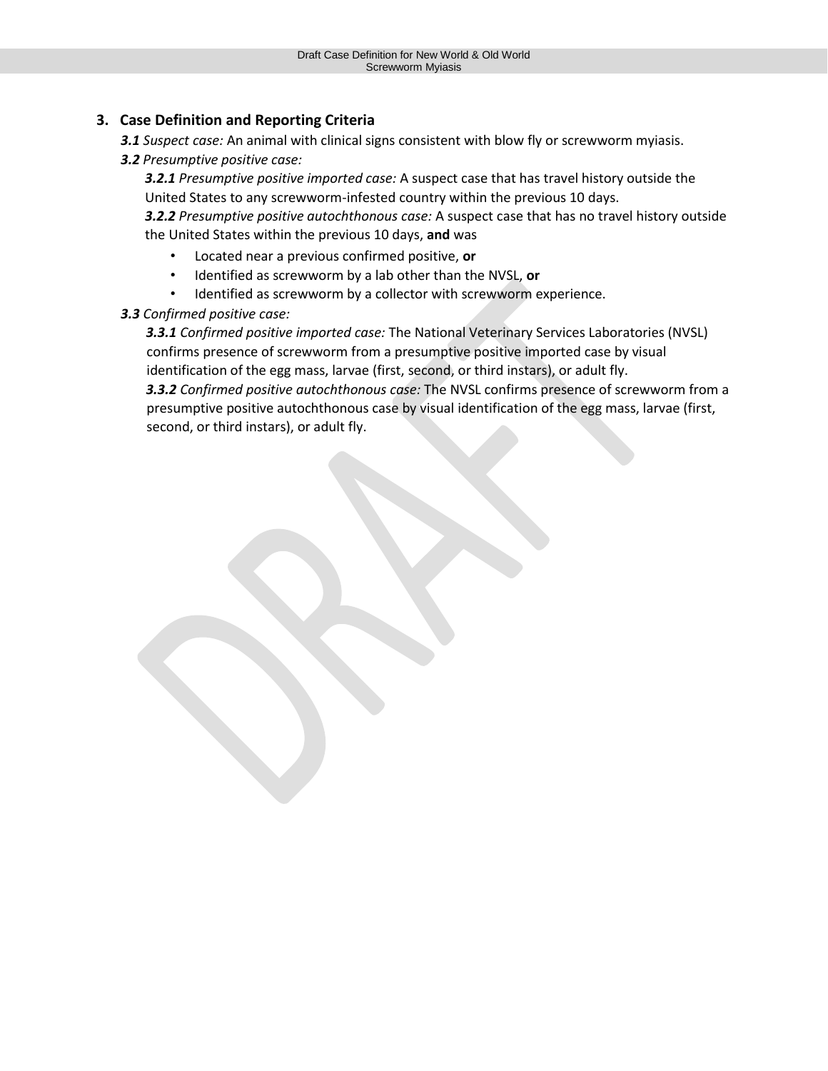## 3. Case Definition and Reporting Criteria

***3.1*** *Suspect case:* An animal with clinical signs consistent with blow fly or screwworm myiasis.

***3.2*** *Presumptive positive case:*

***3.2.1*** *Presumptive positive imported case:* A suspect case that has travel history outside the United States to any screwworm-infested country within the previous 10 days.

***3.2.2*** *Presumptive positive autochthonous case:* A suspect case that has no travel history outside the United States within the previous 10 days, **and** was

- Located near a previous confirmed positive, **or**
- Identified as screwworm by a lab other than the NVSL, **or**
- Identified as screwworm by a collector with screwworm experience.

***3.3*** *Confirmed positive case:*

***3.3.1*** *Confirmed positive imported case:* The National Veterinary Services Laboratories (NVSL) confirms presence of screwworm from a presumptive positive imported case by visual identification of the egg mass, larvae (first, second, or third instars), or adult fly.

***3.3.2*** *Confirmed positive autochthonous case:* The NVSL confirms presence of screwworm from a presumptive positive autochthonous case by visual identification of the egg mass, larvae (first, second, or third instars), or adult fly.